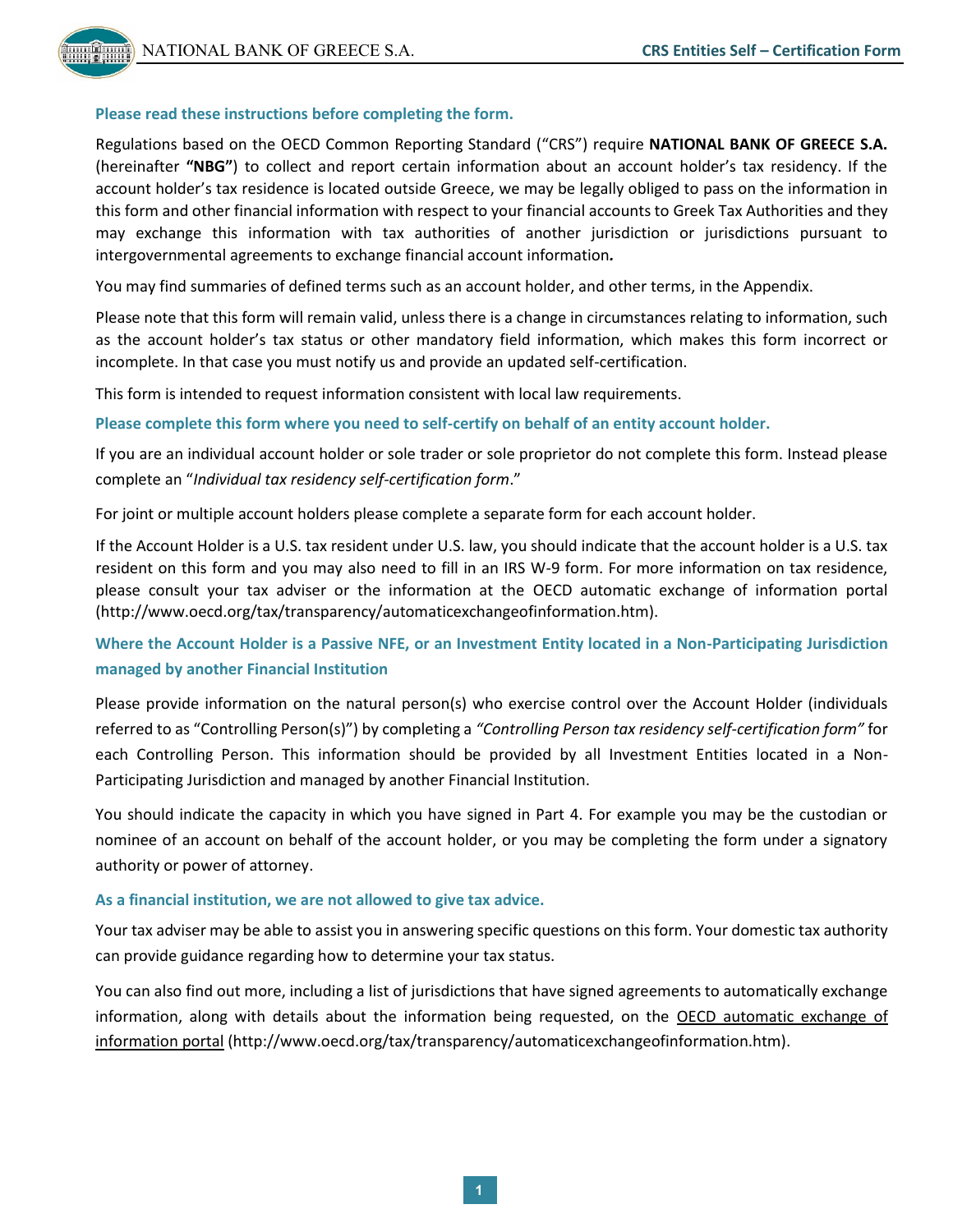**Please read these instructions before completing the form.**

Regulations based on the OECD Common Reporting Standard ("CRS") require **NATIONAL BANK OF GREECE S.A.** (hereinafter **"NBG"**) to collect and report certain information about an account holder's tax residency. If the account holder's tax residence is located outside Greece, we may be legally obliged to pass on the information in this form and other financial information with respect to your financial accounts to Greek Tax Authorities and they may exchange this information with tax authorities of another jurisdiction or jurisdictions pursuant to intergovernmental agreements to exchange financial account information**.**

You may find summaries of defined terms such as an account holder, and other terms, in the Appendix.

Please note that this form will remain valid, unless there is a change in circumstances relating to information, such as the account holder's tax status or other mandatory field information, which makes this form incorrect or incomplete. In that case you must notify us and provide an updated self-certification.

This form is intended to request information consistent with local law requirements.

**Please complete this form where you need to self-certify on behalf of an entity account holder.**

If you are an individual account holder or sole trader or sole proprietor do not complete this form. Instead please complete an "*Individual tax residency self-certification form*."

For joint or multiple account holders please complete a separate form for each account holder.

If the Account Holder is a U.S. tax resident under U.S. law, you should indicate that the account holder is a U.S. tax resident on this form and you may also need to fill in an IRS W-9 form. For more information on tax residence, please consult your tax adviser or the information at the OECD automatic exchange of information portal (http://www.oecd.org/tax/transparency/automaticexchangeofinformation.htm).

**Where the Account Holder is a Passive NFE, or an Investment Entity located in a Non-Participating Jurisdiction managed by another Financial Institution**

Please provide information on the natural person(s) who exercise control over the Account Holder (individuals referred to as "Controlling Person(s)") by completing a *"Controlling Person tax residency self-certification form"* for each Controlling Person. This information should be provided by all Investment Entities located in a Non-Participating Jurisdiction and managed by another Financial Institution.

You should indicate the capacity in which you have signed in Part 4. For example you may be the custodian or nominee of an account on behalf of the account holder, or you may be completing the form under a signatory authority or power of attorney.

**As a financial institution, we are not allowed to give tax advice.**

Your tax adviser may be able to assist you in answering specific questions on this form. Your domestic tax authority can provide guidance regarding how to determine your tax status.

You can also find out more, including a list of jurisdictions that have signed agreements to automatically exchange information, along with details about the information being requested, on the OECD automatic exchange of information portal (http://www.oecd.org/tax/transparency/automaticexchangeofinformation.htm).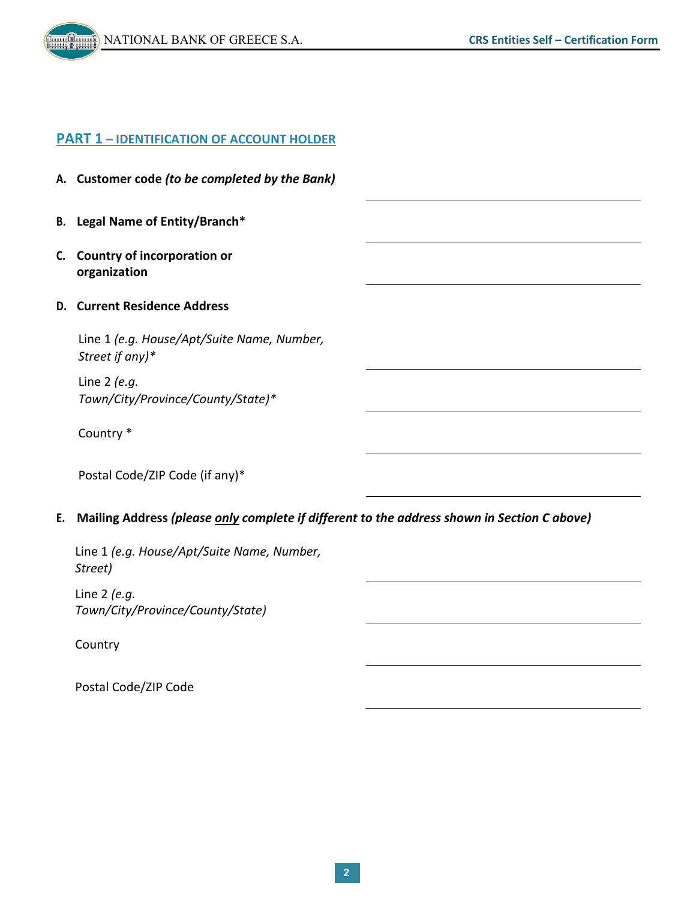## PART 1 – IDENTIFICATION OF ACCOUNT HOLDER

**A. Customer code *(to be completed by the Bank)*** \_\_\_\_\_\_\_\_\_\_\_\_\_\_\_\_\_\_\_\_

**B. Legal Name of Entity/Branch*** \_\_\_\_\_\_\_\_\_\_\_\_\_\_\_\_\_\_\_\_

**C. Country of incorporation or organization** \_\_\_\_\_\_\_\_\_\_\_\_\_\_\_\_\_\_\_\_

**D. Current Residence Address**

Line 1 *(e.g. House/Apt/Suite Name, Number, Street if any)** \_\_\_\_\_\_\_\_\_\_\_\_\_\_\_\_\_\_\_\_

Line 2 *(e.g. Town/City/Province/County/State)** \_\_\_\_\_\_\_\_\_\_\_\_\_\_\_\_\_\_\_\_

Country * \_\_\_\_\_\_\_\_\_\_\_\_\_\_\_\_\_\_\_\_

Postal Code/ZIP Code (if any)* \_\_\_\_\_\_\_\_\_\_\_\_\_\_\_\_\_\_\_\_

**E. Mailing Address *(please <u>only</u> complete if different to the address shown in Section C above)***

Line 1 *(e.g. House/Apt/Suite Name, Number, Street)* \_\_\_\_\_\_\_\_\_\_\_\_\_\_\_\_\_\_\_\_

Line 2 *(e.g. Town/City/Province/County/State)* \_\_\_\_\_\_\_\_\_\_\_\_\_\_\_\_\_\_\_\_

Country \_\_\_\_\_\_\_\_\_\_\_\_\_\_\_\_\_\_\_\_

Postal Code/ZIP Code \_\_\_\_\_\_\_\_\_\_\_\_\_\_\_\_\_\_\_\_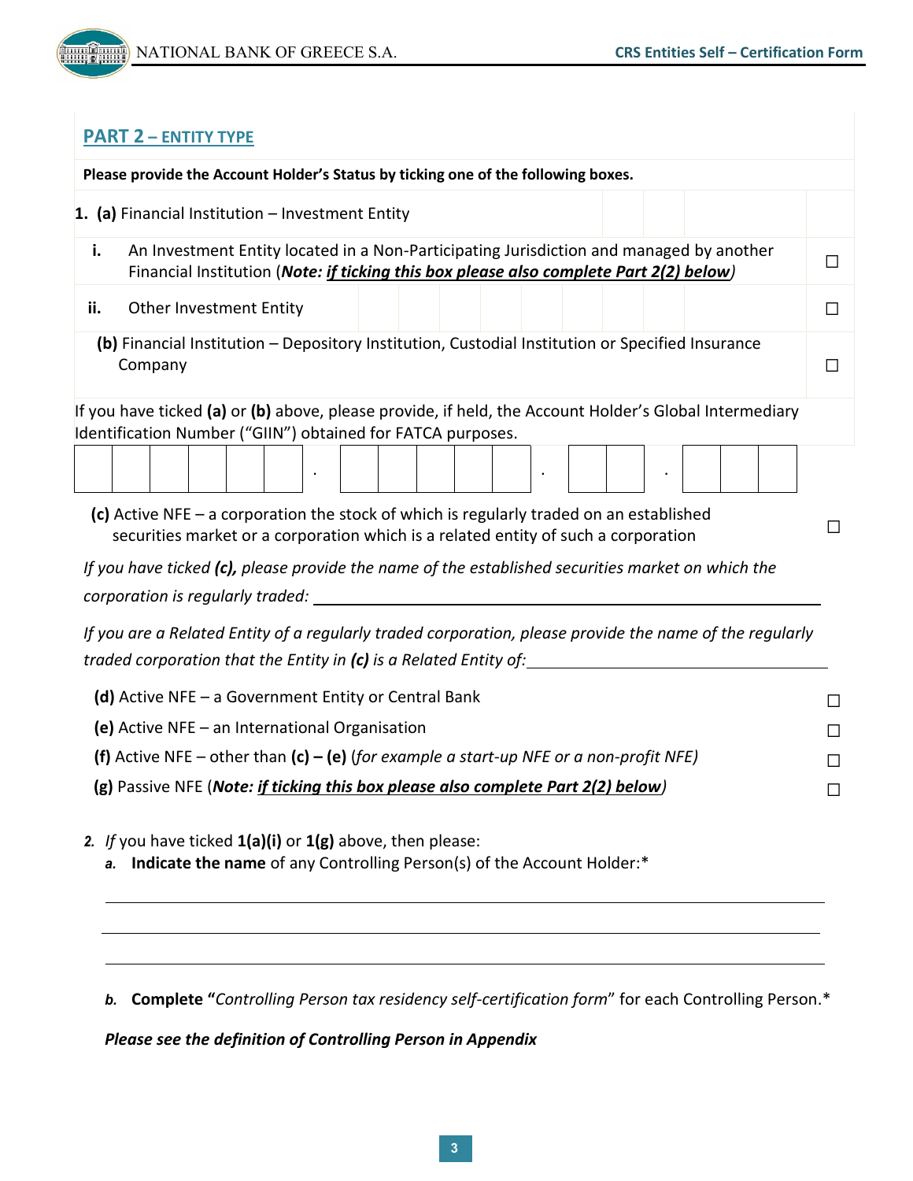## PART 2 – ENTITY TYPE

**Please provide the Account Holder's Status by ticking one of the following boxes.**

1. **(a)** Financial Institution – Investment Entity

   **i.** An Investment Entity located in a Non-Participating Jurisdiction and managed by another Financial Institution (***Note: <u>if ticking this box please also complete Part 2(2) below</u>***) ☐

   **ii.** Other Investment Entity ☐

   **(b)** Financial Institution – Depository Institution, Custodial Institution or Specified Insurance Company ☐

   If you have ticked **(a)** or **(b)** above, please provide, if held, the Account Holder's Global Intermediary Identification Number ("GIIN") obtained for FATCA purposes.

   | | | | | | | . | | | | | | . | | | . | | | |
   |---|---|---|---|---|---|---|---|---|---|---|---|---|---|---|---|---|---|---|
   | | | | | | | . | | | | | | . | | | . | | | |

   **(c)** Active NFE – a corporation the stock of which is regularly traded on an established securities market or a corporation which is a related entity of such a corporation ☐

   *If you have ticked **(c)**, please provide the name of the established securities market on which the corporation is regularly traded:* ____________________

   *If you are a Related Entity of a regularly traded corporation, please provide the name of the regularly traded corporation that the Entity in **(c)** is a Related Entity of:* ____________________

   **(d)** Active NFE – a Government Entity or Central Bank ☐

   **(e)** Active NFE – an International Organisation ☐

   **(f)** Active NFE – other than **(c) – (e)** (*for example a start-up NFE or a non-profit NFE)* ☐

   **(g)** Passive NFE (***Note: <u>if ticking this box please also complete Part 2(2) below</u>***) ☐

2. *If* you have ticked **1(a)(i)** or **1(g)** above, then please:

   ***a.*** **Indicate the name** of any Controlling Person(s) of the Account Holder:*

   ____________________

   ____________________

   ____________________

   ***b.*** **Complete "***Controlling Person tax residency self-certification form*" for each Controlling Person.*

   ***Please see the definition of Controlling Person in Appendix***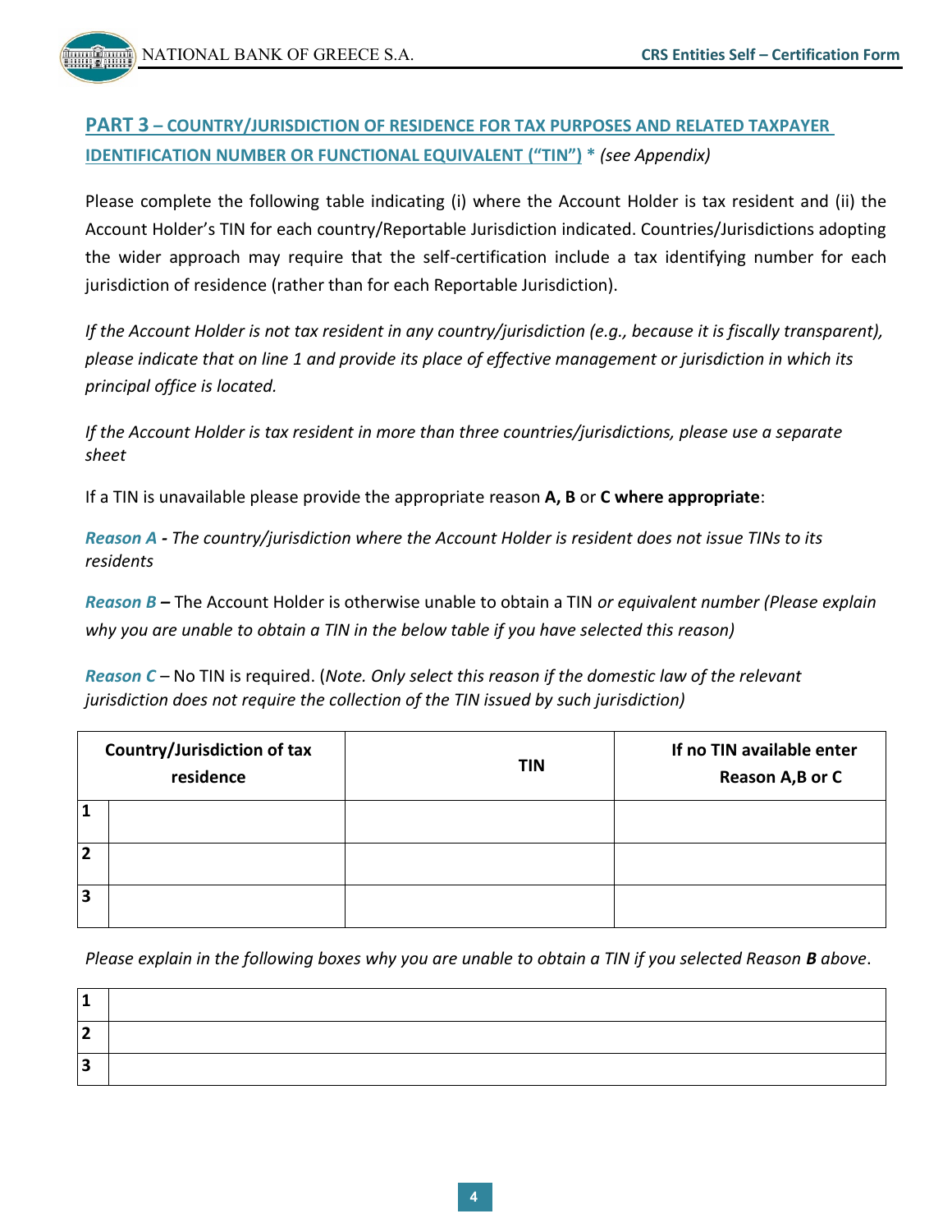## **PART 3** – COUNTRY/JURISDICTION OF RESIDENCE FOR TAX PURPOSES AND RELATED TAXPAYER IDENTIFICATION NUMBER OR FUNCTIONAL EQUIVALENT ("TIN") * *(see Appendix)*

Please complete the following table indicating (i) where the Account Holder is tax resident and (ii) the Account Holder's TIN for each country/Reportable Jurisdiction indicated. Countries/Jurisdictions adopting the wider approach may require that the self-certification include a tax identifying number for each jurisdiction of residence (rather than for each Reportable Jurisdiction).

*If the Account Holder is not tax resident in any country/jurisdiction (e.g., because it is fiscally transparent), please indicate that on line 1 and provide its place of effective management or jurisdiction in which its principal office is located.*

*If the Account Holder is tax resident in more than three countries/jurisdictions, please use a separate sheet*

If a TIN is unavailable please provide the appropriate reason **A, B** or **C where appropriate**:

***Reason A*** **-** *The country/jurisdiction where the Account Holder is resident does not issue TINs to its residents*

***Reason B*** **–** The Account Holder is otherwise unable to obtain a TIN *or equivalent number (Please explain why you are unable to obtain a TIN in the below table if you have selected this reason)*

***Reason C*** – No TIN is required. (*Note. Only select this reason if the domestic law of the relevant jurisdiction does not require the collection of the TIN issued by such jurisdiction)*

| | **Country/Jurisdiction of tax residence** | **TIN** | **If no TIN available enter Reason A,B or C** |
|---|---|---|---|
| **1** | | | |
| **2** | | | |
| **3** | | | |

*Please explain in the following boxes why you are unable to obtain a TIN if you selected Reason **B** above*.

| | |
|---|---|
| **1** | |
| **2** | |
| **3** | |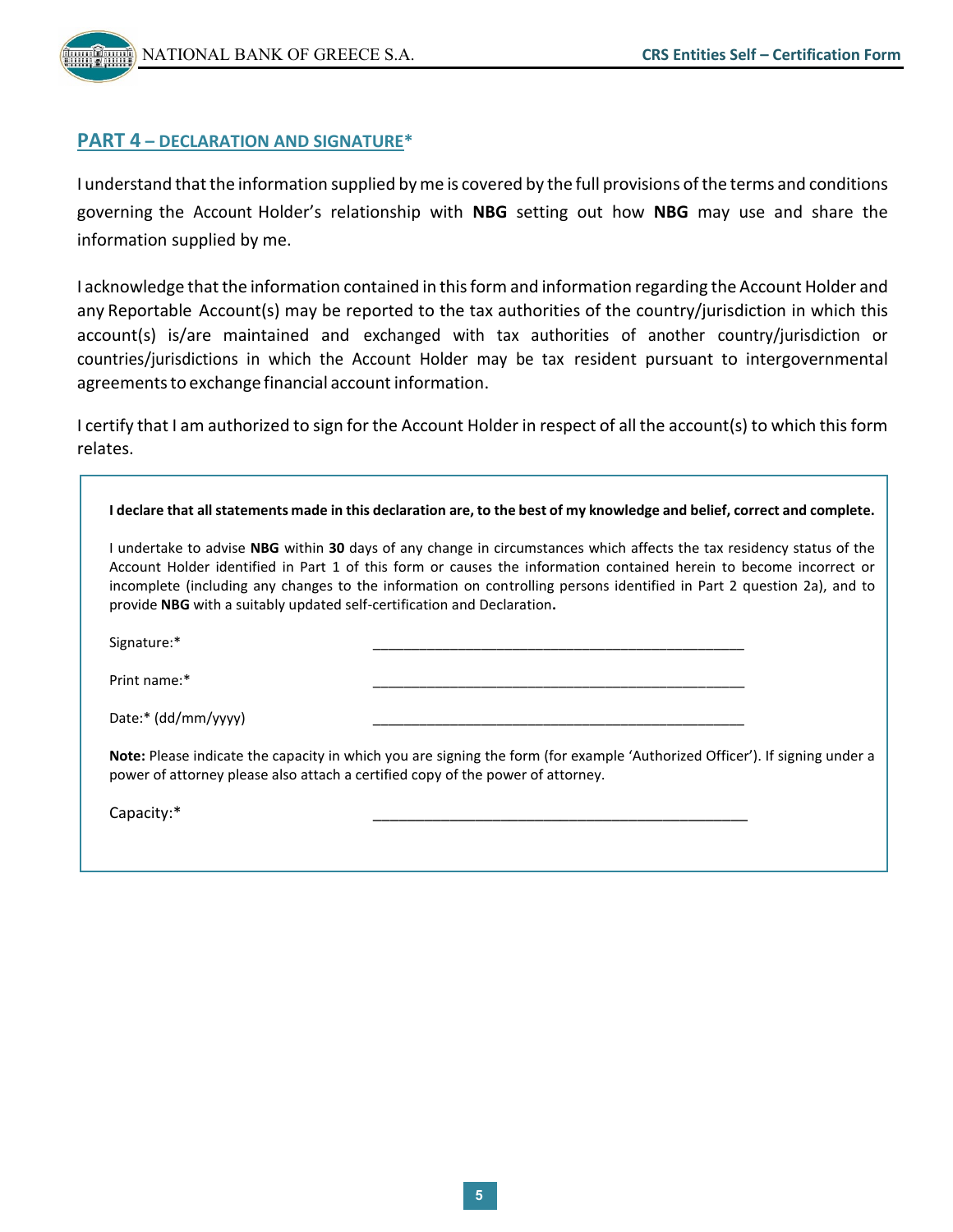## PART 4 – DECLARATION AND SIGNATURE*

I understand that the information supplied by me is covered by the full provisions of the terms and conditions governing the Account Holder's relationship with **NBG** setting out how **NBG** may use and share the information supplied by me.

I acknowledge that the information contained in this form and information regarding the Account Holder and any Reportable Account(s) may be reported to the tax authorities of the country/jurisdiction in which this account(s) is/are maintained and exchanged with tax authorities of another country/jurisdiction or countries/jurisdictions in which the Account Holder may be tax resident pursuant to intergovernmental agreements to exchange financial account information.

I certify that I am authorized to sign for the Account Holder in respect of all the account(s) to which this form relates.

**I declare that all statements made in this declaration are, to the best of my knowledge and belief, correct and complete.**

I undertake to advise **NBG** within **30** days of any change in circumstances which affects the tax residency status of the Account Holder identified in Part 1 of this form or causes the information contained herein to become incorrect or incomplete (including any changes to the information on controlling persons identified in Part 2 question 2a), and to provide **NBG** with a suitably updated self-certification and Declaration**.**

Signature:* ______________________________________________

Print name:* ______________________________________________

Date:* (dd/mm/yyyy) ______________________________________________

**Note:** Please indicate the capacity in which you are signing the form (for example 'Authorized Officer'). If signing under a power of attorney please also attach a certified copy of the power of attorney.

Capacity:* ______________________________________________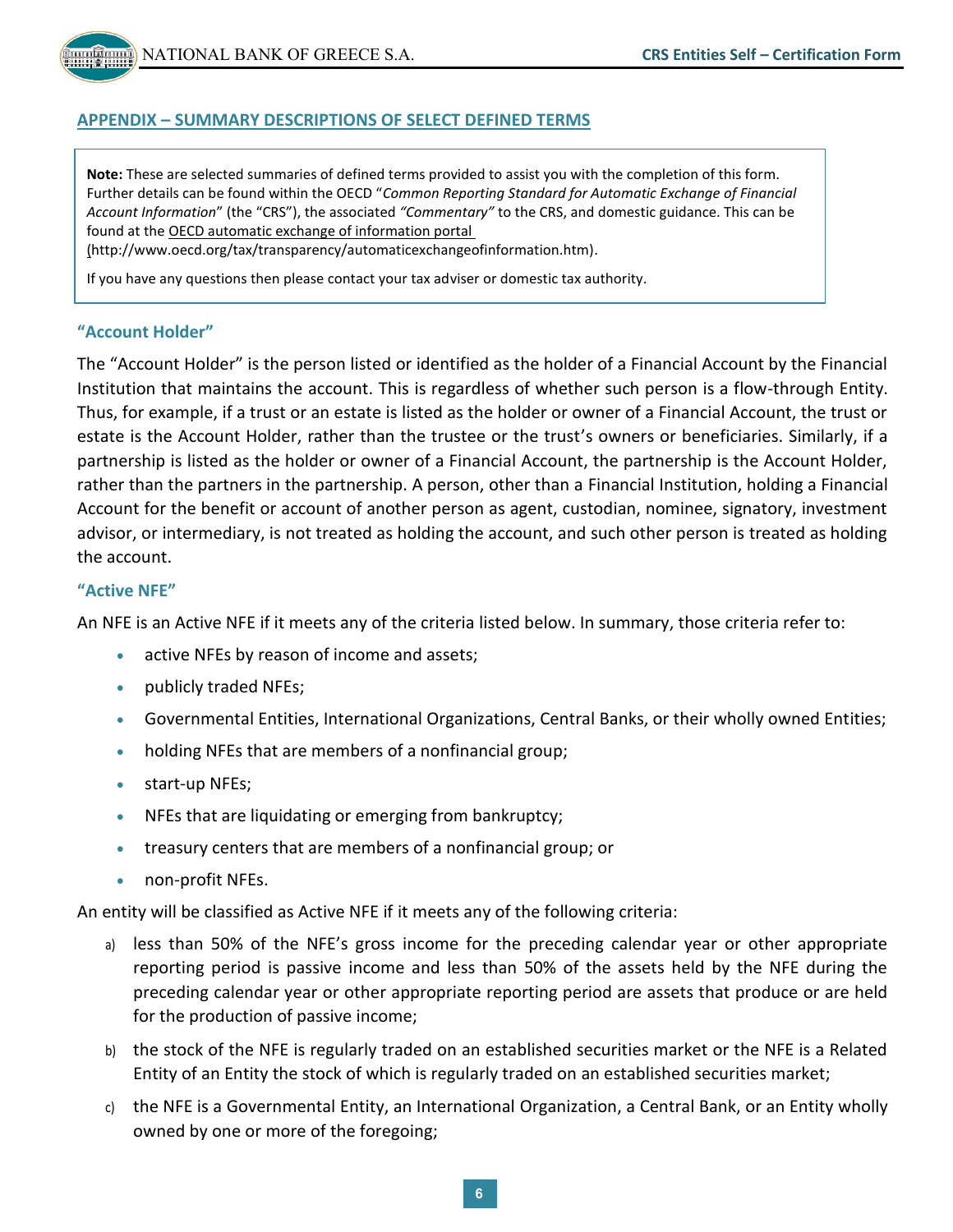## APPENDIX – SUMMARY DESCRIPTIONS OF SELECT DEFINED TERMS

> **Note:** These are selected summaries of defined terms provided to assist you with the completion of this form. Further details can be found within the OECD "*Common Reporting Standard for Automatic Exchange of Financial Account Information*" (the "CRS"), the associated *"Commentary"* to the CRS, and domestic guidance. This can be found at the OECD automatic exchange of information portal (http://www.oecd.org/tax/transparency/automaticexchangeofinformation.htm).
>
> If you have any questions then please contact your tax adviser or domestic tax authority.

### "Account Holder"

The "Account Holder" is the person listed or identified as the holder of a Financial Account by the Financial Institution that maintains the account. This is regardless of whether such person is a flow-through Entity. Thus, for example, if a trust or an estate is listed as the holder or owner of a Financial Account, the trust or estate is the Account Holder, rather than the trustee or the trust's owners or beneficiaries. Similarly, if a partnership is listed as the holder or owner of a Financial Account, the partnership is the Account Holder, rather than the partners in the partnership. A person, other than a Financial Institution, holding a Financial Account for the benefit or account of another person as agent, custodian, nominee, signatory, investment advisor, or intermediary, is not treated as holding the account, and such other person is treated as holding the account.

### "Active NFE"

An NFE is an Active NFE if it meets any of the criteria listed below. In summary, those criteria refer to:

- active NFEs by reason of income and assets;
- publicly traded NFEs;
- Governmental Entities, International Organizations, Central Banks, or their wholly owned Entities;
- holding NFEs that are members of a nonfinancial group;
- start-up NFEs;
- NFEs that are liquidating or emerging from bankruptcy;
- treasury centers that are members of a nonfinancial group; or
- non-profit NFEs.

An entity will be classified as Active NFE if it meets any of the following criteria:

a) less than 50% of the NFE's gross income for the preceding calendar year or other appropriate reporting period is passive income and less than 50% of the assets held by the NFE during the preceding calendar year or other appropriate reporting period are assets that produce or are held for the production of passive income;

b) the stock of the NFE is regularly traded on an established securities market or the NFE is a Related Entity of an Entity the stock of which is regularly traded on an established securities market;

c) the NFE is a Governmental Entity, an International Organization, a Central Bank, or an Entity wholly owned by one or more of the foregoing;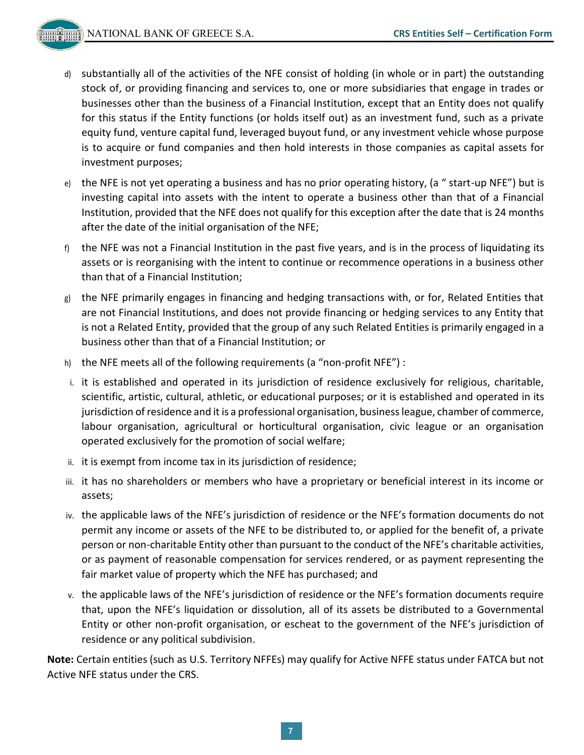d) substantially all of the activities of the NFE consist of holding (in whole or in part) the outstanding stock of, or providing financing and services to, one or more subsidiaries that engage in trades or businesses other than the business of a Financial Institution, except that an Entity does not qualify for this status if the Entity functions (or holds itself out) as an investment fund, such as a private equity fund, venture capital fund, leveraged buyout fund, or any investment vehicle whose purpose is to acquire or fund companies and then hold interests in those companies as capital assets for investment purposes;

e) the NFE is not yet operating a business and has no prior operating history, (a " start-up NFE") but is investing capital into assets with the intent to operate a business other than that of a Financial Institution, provided that the NFE does not qualify for this exception after the date that is 24 months after the date of the initial organisation of the NFE;

f) the NFE was not a Financial Institution in the past five years, and is in the process of liquidating its assets or is reorganising with the intent to continue or recommence operations in a business other than that of a Financial Institution;

g) the NFE primarily engages in financing and hedging transactions with, or for, Related Entities that are not Financial Institutions, and does not provide financing or hedging services to any Entity that is not a Related Entity, provided that the group of any such Related Entities is primarily engaged in a business other than that of a Financial Institution; or

h) the NFE meets all of the following requirements (a "non-profit NFE") :

   i. it is established and operated in its jurisdiction of residence exclusively for religious, charitable, scientific, artistic, cultural, athletic, or educational purposes; or it is established and operated in its jurisdiction of residence and it is a professional organisation, business league, chamber of commerce, labour organisation, agricultural or horticultural organisation, civic league or an organisation operated exclusively for the promotion of social welfare;

   ii. it is exempt from income tax in its jurisdiction of residence;

   iii. it has no shareholders or members who have a proprietary or beneficial interest in its income or assets;

   iv. the applicable laws of the NFE's jurisdiction of residence or the NFE's formation documents do not permit any income or assets of the NFE to be distributed to, or applied for the benefit of, a private person or non-charitable Entity other than pursuant to the conduct of the NFE's charitable activities, or as payment of reasonable compensation for services rendered, or as payment representing the fair market value of property which the NFE has purchased; and

   v. the applicable laws of the NFE's jurisdiction of residence or the NFE's formation documents require that, upon the NFE's liquidation or dissolution, all of its assets be distributed to a Governmental Entity or other non-profit organisation, or escheat to the government of the NFE's jurisdiction of residence or any political subdivision.

**Note:** Certain entities (such as U.S. Territory NFFEs) may qualify for Active NFFE status under FATCA but not Active NFE status under the CRS.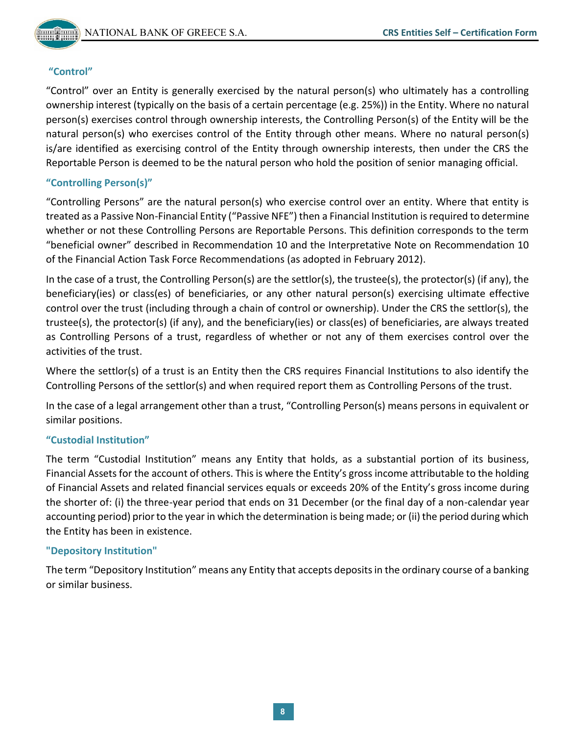### “Control”

“Control” over an Entity is generally exercised by the natural person(s) who ultimately has a controlling ownership interest (typically on the basis of a certain percentage (e.g. 25%)) in the Entity. Where no natural person(s) exercises control through ownership interests, the Controlling Person(s) of the Entity will be the natural person(s) who exercises control of the Entity through other means. Where no natural person(s) is/are identified as exercising control of the Entity through ownership interests, then under the CRS the Reportable Person is deemed to be the natural person who hold the position of senior managing official.

### “Controlling Person(s)”

“Controlling Persons” are the natural person(s) who exercise control over an entity. Where that entity is treated as a Passive Non-Financial Entity (“Passive NFE”) then a Financial Institution is required to determine whether or not these Controlling Persons are Reportable Persons. This definition corresponds to the term “beneficial owner” described in Recommendation 10 and the Interpretative Note on Recommendation 10 of the Financial Action Task Force Recommendations (as adopted in February 2012).

In the case of a trust, the Controlling Person(s) are the settlor(s), the trustee(s), the protector(s) (if any), the beneficiary(ies) or class(es) of beneficiaries, or any other natural person(s) exercising ultimate effective control over the trust (including through a chain of control or ownership). Under the CRS the settlor(s), the trustee(s), the protector(s) (if any), and the beneficiary(ies) or class(es) of beneficiaries, are always treated as Controlling Persons of a trust, regardless of whether or not any of them exercises control over the activities of the trust.

Where the settlor(s) of a trust is an Entity then the CRS requires Financial Institutions to also identify the Controlling Persons of the settlor(s) and when required report them as Controlling Persons of the trust.

In the case of a legal arrangement other than a trust, “Controlling Person(s) means persons in equivalent or similar positions.

### “Custodial Institution”

The term “Custodial Institution” means any Entity that holds, as a substantial portion of its business, Financial Assets for the account of others. This is where the Entity’s gross income attributable to the holding of Financial Assets and related financial services equals or exceeds 20% of the Entity’s gross income during the shorter of: (i) the three-year period that ends on 31 December (or the final day of a non-calendar year accounting period) prior to the year in which the determination is being made; or (ii) the period during which the Entity has been in existence.

### "Depository Institution"

The term “Depository Institution” means any Entity that accepts deposits in the ordinary course of a banking or similar business.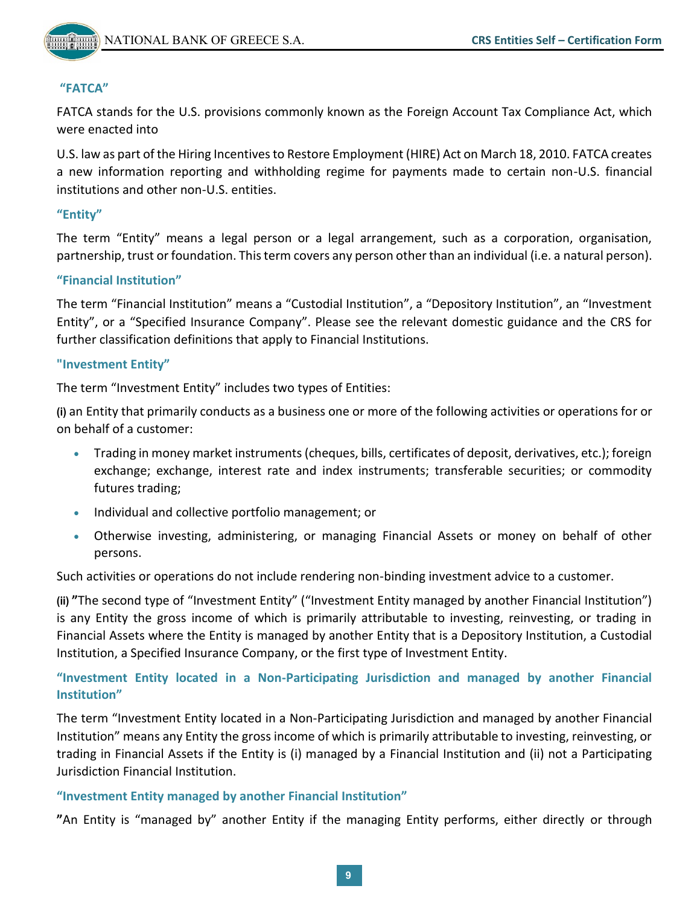**“FATCA”**

FATCA stands for the U.S. provisions commonly known as the Foreign Account Tax Compliance Act, which were enacted into

U.S. law as part of the Hiring Incentives to Restore Employment (HIRE) Act on March 18, 2010. FATCA creates a new information reporting and withholding regime for payments made to certain non-U.S. financial institutions and other non-U.S. entities.

**“Entity”**

The term “Entity” means a legal person or a legal arrangement, such as a corporation, organisation, partnership, trust or foundation. This term covers any person other than an individual (i.e. a natural person).

**“Financial Institution”**

The term “Financial Institution” means a “Custodial Institution”, a “Depository Institution”, an “Investment Entity”, or a “Specified Insurance Company”. Please see the relevant domestic guidance and the CRS for further classification definitions that apply to Financial Institutions.

**"Investment Entity”**

The term “Investment Entity” includes two types of Entities:

**(i)** an Entity that primarily conducts as a business one or more of the following activities or operations for or on behalf of a customer:

- Trading in money market instruments (cheques, bills, certificates of deposit, derivatives, etc.); foreign exchange; exchange, interest rate and index instruments; transferable securities; or commodity futures trading;
- Individual and collective portfolio management; or
- Otherwise investing, administering, or managing Financial Assets or money on behalf of other persons.

Such activities or operations do not include rendering non-binding investment advice to a customer.

**(ii)** **”**The second type of “Investment Entity” (“Investment Entity managed by another Financial Institution”) is any Entity the gross income of which is primarily attributable to investing, reinvesting, or trading in Financial Assets where the Entity is managed by another Entity that is a Depository Institution, a Custodial Institution, a Specified Insurance Company, or the first type of Investment Entity.

**“Investment Entity located in a Non-Participating Jurisdiction and managed by another Financial Institution”**

The term “Investment Entity located in a Non-Participating Jurisdiction and managed by another Financial Institution” means any Entity the gross income of which is primarily attributable to investing, reinvesting, or trading in Financial Assets if the Entity is (i) managed by a Financial Institution and (ii) not a Participating Jurisdiction Financial Institution.

**“Investment Entity managed by another Financial Institution”**

**”**An Entity is “managed by” another Entity if the managing Entity performs, either directly or through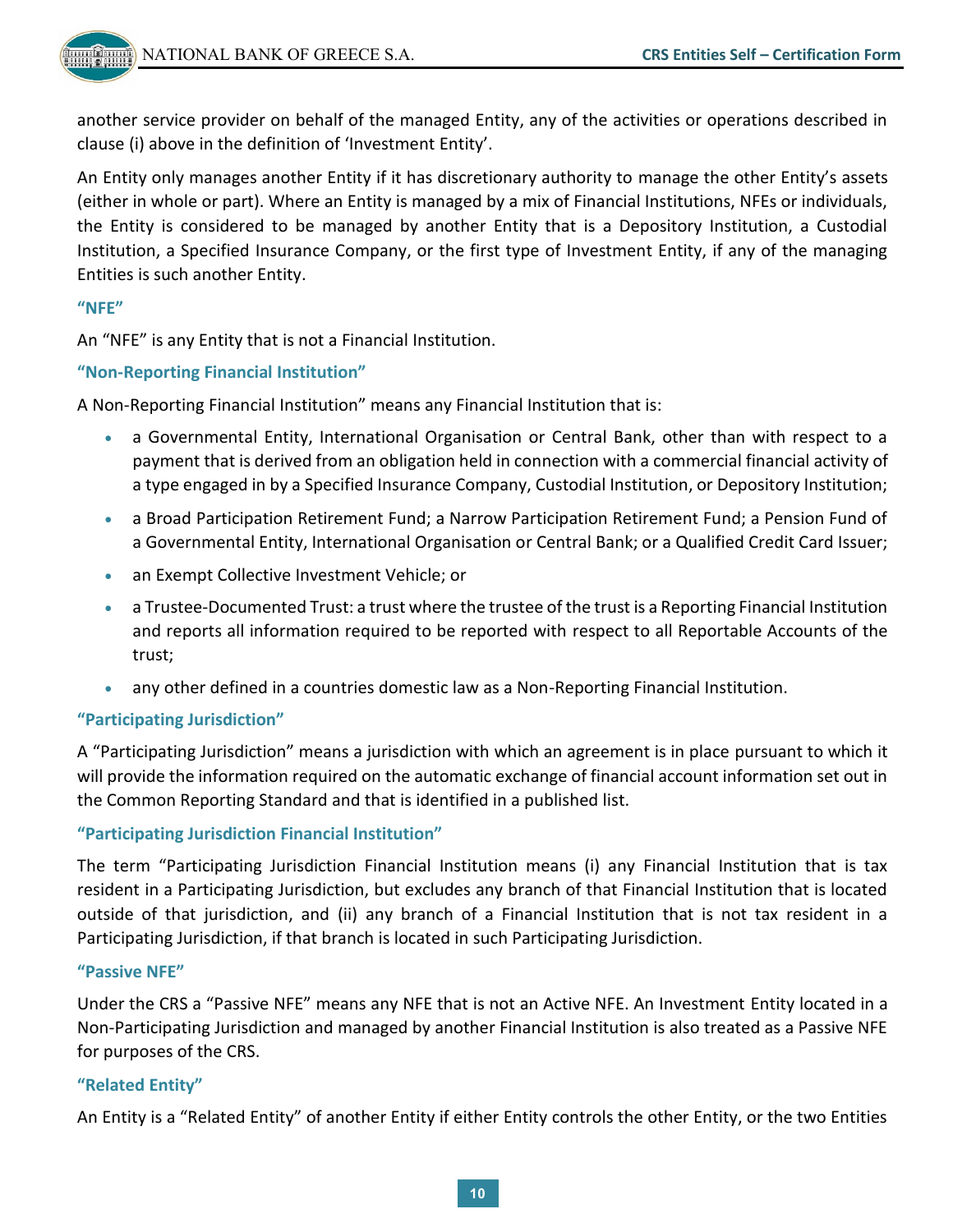another service provider on behalf of the managed Entity, any of the activities or operations described in clause (i) above in the definition of 'Investment Entity'.

An Entity only manages another Entity if it has discretionary authority to manage the other Entity's assets (either in whole or part). Where an Entity is managed by a mix of Financial Institutions, NFEs or individuals, the Entity is considered to be managed by another Entity that is a Depository Institution, a Custodial Institution, a Specified Insurance Company, or the first type of Investment Entity, if any of the managing Entities is such another Entity.

### "NFE"

An "NFE" is any Entity that is not a Financial Institution.

### "Non-Reporting Financial Institution"

A Non-Reporting Financial Institution" means any Financial Institution that is:

- a Governmental Entity, International Organisation or Central Bank, other than with respect to a payment that is derived from an obligation held in connection with a commercial financial activity of a type engaged in by a Specified Insurance Company, Custodial Institution, or Depository Institution;
- a Broad Participation Retirement Fund; a Narrow Participation Retirement Fund; a Pension Fund of a Governmental Entity, International Organisation or Central Bank; or a Qualified Credit Card Issuer;
- an Exempt Collective Investment Vehicle; or
- a Trustee-Documented Trust: a trust where the trustee of the trust is a Reporting Financial Institution and reports all information required to be reported with respect to all Reportable Accounts of the trust;
- any other defined in a countries domestic law as a Non-Reporting Financial Institution.

### "Participating Jurisdiction"

A "Participating Jurisdiction" means a jurisdiction with which an agreement is in place pursuant to which it will provide the information required on the automatic exchange of financial account information set out in the Common Reporting Standard and that is identified in a published list.

### "Participating Jurisdiction Financial Institution"

The term "Participating Jurisdiction Financial Institution means (i) any Financial Institution that is tax resident in a Participating Jurisdiction, but excludes any branch of that Financial Institution that is located outside of that jurisdiction, and (ii) any branch of a Financial Institution that is not tax resident in a Participating Jurisdiction, if that branch is located in such Participating Jurisdiction.

### "Passive NFE"

Under the CRS a "Passive NFE" means any NFE that is not an Active NFE. An Investment Entity located in a Non-Participating Jurisdiction and managed by another Financial Institution is also treated as a Passive NFE for purposes of the CRS.

### "Related Entity"

An Entity is a "Related Entity" of another Entity if either Entity controls the other Entity, or the two Entities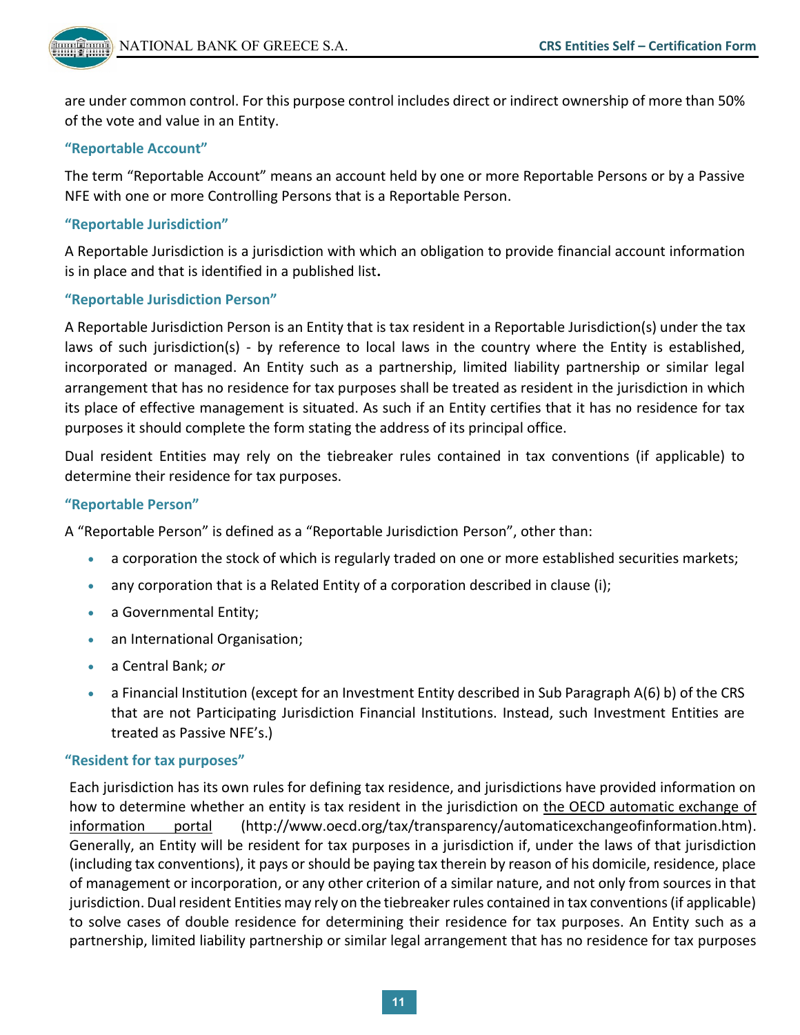are under common control. For this purpose control includes direct or indirect ownership of more than 50% of the vote and value in an Entity.

### "Reportable Account"

The term "Reportable Account" means an account held by one or more Reportable Persons or by a Passive NFE with one or more Controlling Persons that is a Reportable Person.

### "Reportable Jurisdiction"

A Reportable Jurisdiction is a jurisdiction with which an obligation to provide financial account information is in place and that is identified in a published list**.**

### "Reportable Jurisdiction Person"

A Reportable Jurisdiction Person is an Entity that is tax resident in a Reportable Jurisdiction(s) under the tax laws of such jurisdiction(s) - by reference to local laws in the country where the Entity is established, incorporated or managed. An Entity such as a partnership, limited liability partnership or similar legal arrangement that has no residence for tax purposes shall be treated as resident in the jurisdiction in which its place of effective management is situated. As such if an Entity certifies that it has no residence for tax purposes it should complete the form stating the address of its principal office.

Dual resident Entities may rely on the tiebreaker rules contained in tax conventions (if applicable) to determine their residence for tax purposes.

### "Reportable Person"

A "Reportable Person" is defined as a "Reportable Jurisdiction Person", other than:

- a corporation the stock of which is regularly traded on one or more established securities markets;
- any corporation that is a Related Entity of a corporation described in clause (i);
- a Governmental Entity;
- an International Organisation;
- a Central Bank; *or*
- a Financial Institution (except for an Investment Entity described in Sub Paragraph A(6) b) of the CRS that are not Participating Jurisdiction Financial Institutions. Instead, such Investment Entities are treated as Passive NFE's.)

### "Resident for tax purposes"

Each jurisdiction has its own rules for defining tax residence, and jurisdictions have provided information on how to determine whether an entity is tax resident in the jurisdiction on the OECD automatic exchange of information portal (http://www.oecd.org/tax/transparency/automaticexchangeofinformation.htm). Generally, an Entity will be resident for tax purposes in a jurisdiction if, under the laws of that jurisdiction (including tax conventions), it pays or should be paying tax therein by reason of his domicile, residence, place of management or incorporation, or any other criterion of a similar nature, and not only from sources in that jurisdiction. Dual resident Entities may rely on the tiebreaker rules contained in tax conventions (if applicable) to solve cases of double residence for determining their residence for tax purposes. An Entity such as a partnership, limited liability partnership or similar legal arrangement that has no residence for tax purposes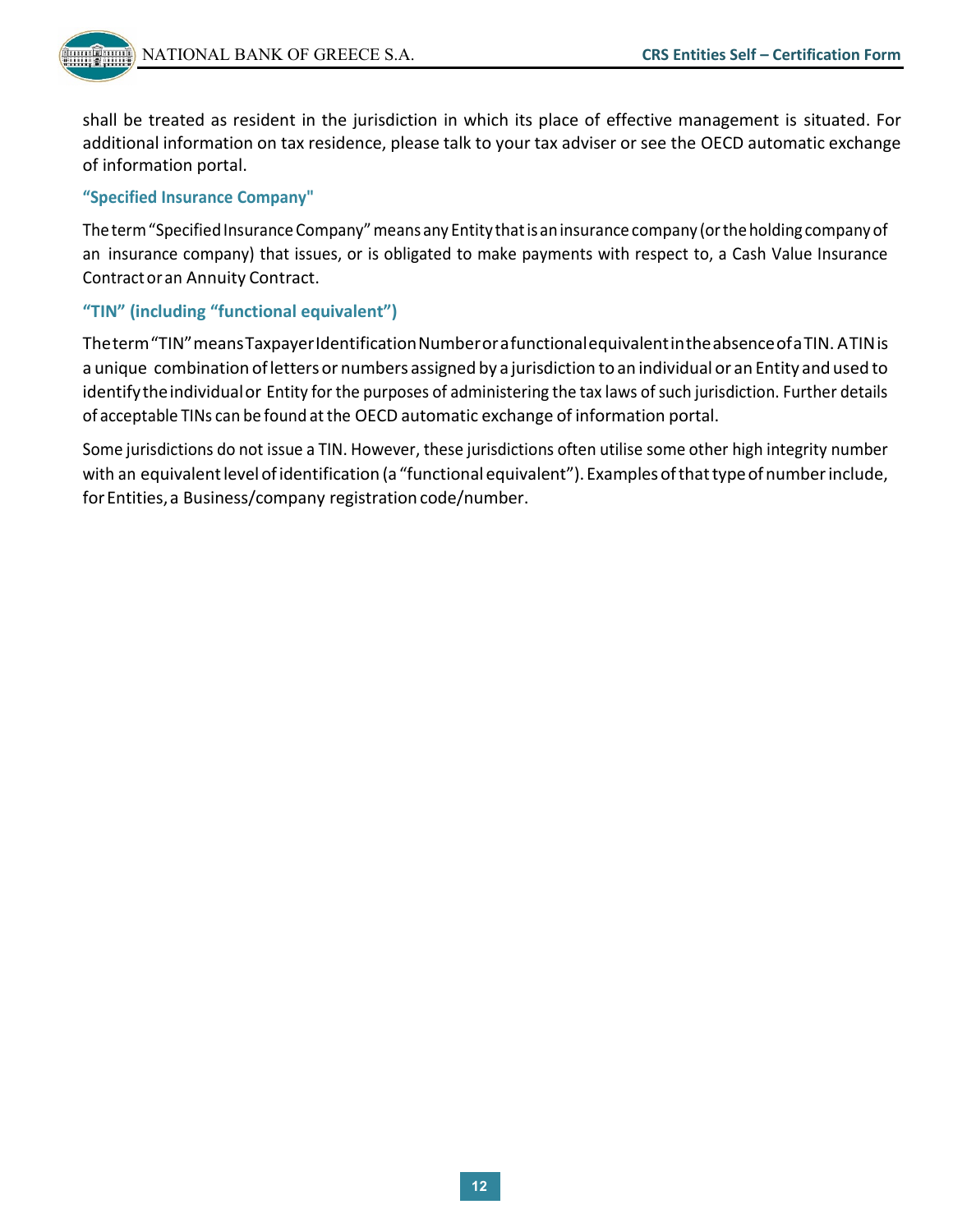shall be treated as resident in the jurisdiction in which its place of effective management is situated. For additional information on tax residence, please talk to your tax adviser or see the OECD automatic exchange of information portal.

### "Specified Insurance Company"

The term "Specified Insurance Company" means any Entity that is an insurance company (or the holding company of an insurance company) that issues, or is obligated to make payments with respect to, a Cash Value Insurance Contract or an Annuity Contract.

### "TIN" (including "functional equivalent")

The term "TIN" means Taxpayer Identification Number or a functional equivalent in the absence of a TIN. A TIN is a unique combination of letters or numbers assigned by a jurisdiction to an individual or an Entity and used to identify the individual or Entity for the purposes of administering the tax laws of such jurisdiction. Further details of acceptable TINs can be found at the OECD automatic exchange of information portal.

Some jurisdictions do not issue a TIN. However, these jurisdictions often utilise some other high integrity number with an equivalent level of identification (a "functional equivalent"). Examples of that type of number include, for Entities, a Business/company registration code/number.